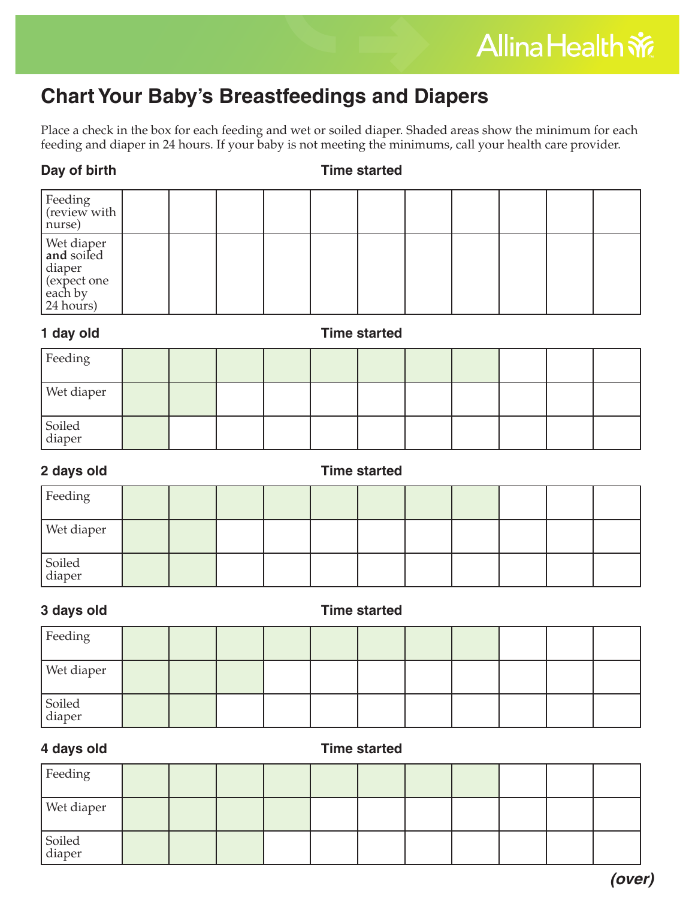Allina Health

# Chart Your Baby's Breastfeedings and Diapers

Place a check in the box for each feeding and wet or soiled diaper. Shaded areas show the minimum for each feeding and diaper in 24 hours. If your baby is not meeting the minimums, call your health care provider.

**Day of birth** **Time started**

| | | | | | | | | | | | |
|---|---|---|---|---|---|---|---|---|---|---|---|
| Feeding (review with nurse) | | | | | | | | | | | |
| Wet diaper **and** soiled diaper (expect one each by 24 hours) | | | | | | | | | | | |

**1 day old** **Time started**

| | | | | | | | | | | | |
|---|---|---|---|---|---|---|---|---|---|---|---|
| Feeding | | | | | | | | | | | |
| Wet diaper | | | | | | | | | | | |
| Soiled diaper | | | | | | | | | | | |

**2 days old** **Time started**

| | | | | | | | | | | | |
|---|---|---|---|---|---|---|---|---|---|---|---|
| Feeding | | | | | | | | | | | |
| Wet diaper | | | | | | | | | | | |
| Soiled diaper | | | | | | | | | | | |

**3 days old** **Time started**

| | | | | | | | | | | | |
|---|---|---|---|---|---|---|---|---|---|---|---|
| Feeding | | | | | | | | | | | |
| Wet diaper | | | | | | | | | | | |
| Soiled diaper | | | | | | | | | | | |

**4 days old** **Time started**

| | | | | | | | | | | | |
|---|---|---|---|---|---|---|---|---|---|---|---|
| Feeding | | | | | | | | | | | |
| Wet diaper | | | | | | | | | | | |
| Soiled diaper | | | | | | | | | | | |

***(over)***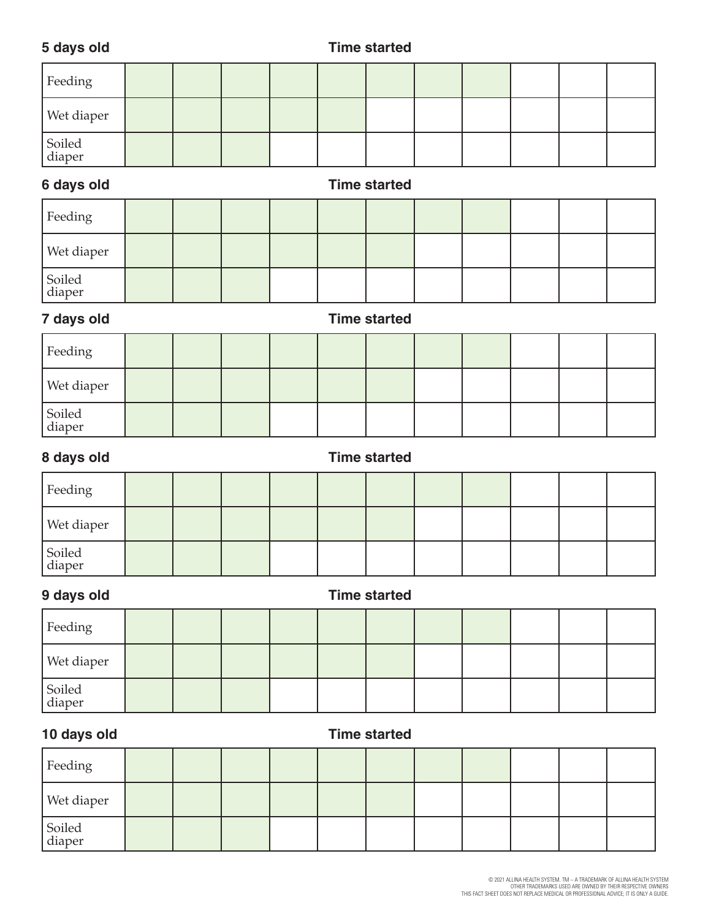**5 days old** **Time started**

| | | | | | | | | | | | |
|---|---|---|---|---|---|---|---|---|---|---|---|
| Feeding | | | | | | | | | | | |
| Wet diaper | | | | | | | | | | | |
| Soiled diaper | | | | | | | | | | | |

**6 days old** **Time started**

| | | | | | | | | | | | |
|---|---|---|---|---|---|---|---|---|---|---|---|
| Feeding | | | | | | | | | | | |
| Wet diaper | | | | | | | | | | | |
| Soiled diaper | | | | | | | | | | | |

**7 days old** **Time started**

| | | | | | | | | | | | |
|---|---|---|---|---|---|---|---|---|---|---|---|
| Feeding | | | | | | | | | | | |
| Wet diaper | | | | | | | | | | | |
| Soiled diaper | | | | | | | | | | | |

**8 days old** **Time started**

| | | | | | | | | | | | |
|---|---|---|---|---|---|---|---|---|---|---|---|
| Feeding | | | | | | | | | | | |
| Wet diaper | | | | | | | | | | | |
| Soiled diaper | | | | | | | | | | | |

**9 days old** **Time started**

| | | | | | | | | | | | |
|---|---|---|---|---|---|---|---|---|---|---|---|
| Feeding | | | | | | | | | | | |
| Wet diaper | | | | | | | | | | | |
| Soiled diaper | | | | | | | | | | | |

**10 days old** **Time started**

| | | | | | | | | | | | |
|---|---|---|---|---|---|---|---|---|---|---|---|
| Feeding | | | | | | | | | | | |
| Wet diaper | | | | | | | | | | | |
| Soiled diaper | | | | | | | | | | | |

© 2021 ALLINA HEALTH SYSTEM. TM – A TRADEMARK OF ALLINA HEALTH SYSTEM
OTHER TRADEMARKS USED ARE OWNED BY THEIR RESPECTIVE OWNERS
THIS FACT SHEET DOES NOT REPLACE MEDICAL OR PROFESSIONAL ADVICE; IT IS ONLY A GUIDE.